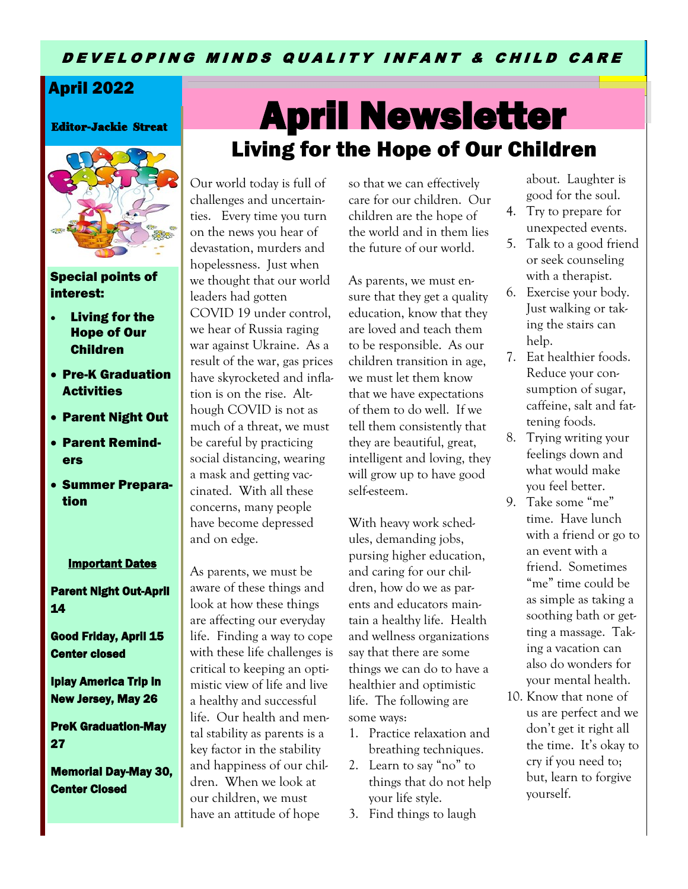DEVELOPING MINDS QUALITY INFANT & CHILD CARE

**April 2022**

**Editor-Jackie Streat**

**Special points of interest:**

- **Living for the Hope of Our Children**
- **Pre-K Graduation Activities**
- **Parent Night Out**
- **Parent Reminders**
- **Summer Preparation**

**Important Dates**

**Parent Night Out-April 14**

**Good Friday, April 15 Center closed**

**Iplay America Trip in New Jersey, May 26**

**PreK Graduation-May 27**

**Memorial Day-May 30, Center Closed**

# April Newsletter

## Living for the Hope of Our Children

Our world today is full of challenges and uncertainties. Every time you turn on the news you hear of devastation, murders and hopelessness. Just when we thought that our world leaders had gotten COVID 19 under control, we hear of Russia raging war against Ukraine. As a result of the war, gas prices have skyrocketed and inflation is on the rise. Although COVID is not as much of a threat, we must be careful by practicing social distancing, wearing a mask and getting vaccinated. With all these concerns, many people have become depressed and on edge.

As parents, we must be aware of these things and look at how these things are affecting our everyday life. Finding a way to cope with these life challenges is critical to keeping an optimistic view of life and live a healthy and successful life. Our health and mental stability as parents is a key factor in the stability and happiness of our children. When we look at our children, we must have an attitude of hope so that we can effectively care for our children. Our children are the hope of the world and in them lies the future of our world.

As parents, we must ensure that they get a quality education, know that they are loved and teach them to be responsible. As our children transition in age, we must let them know that we have expectations of them to do well. If we tell them consistently that they are beautiful, great, intelligent and loving, they will grow up to have good self-esteem.

With heavy work schedules, demanding jobs, pursing higher education, and caring for our children, how do we as parents and educators maintain a healthy life. Health and wellness organizations say that there are some things we can do to have a healthier and optimistic life. The following are some ways:

1. Practice relaxation and breathing techniques.
2. Learn to say "no" to things that do not help your life style.
3. Find things to laugh about. Laughter is good for the soul.
4. Try to prepare for unexpected events.
5. Talk to a good friend or seek counseling with a therapist.
6. Exercise your body. Just walking or taking the stairs can help.
7. Eat healthier foods. Reduce your consumption of sugar, caffeine, salt and fattening foods.
8. Trying writing your feelings down and what would make you feel better.
9. Take some "me" time. Have lunch with a friend or go to an event with a friend. Sometimes "me" time could be as simple as taking a soothing bath or getting a massage. Taking a vacation can also do wonders for your mental health.
10. Know that none of us are perfect and we don't get it right all the time. It's okay to cry if you need to; but, learn to forgive yourself.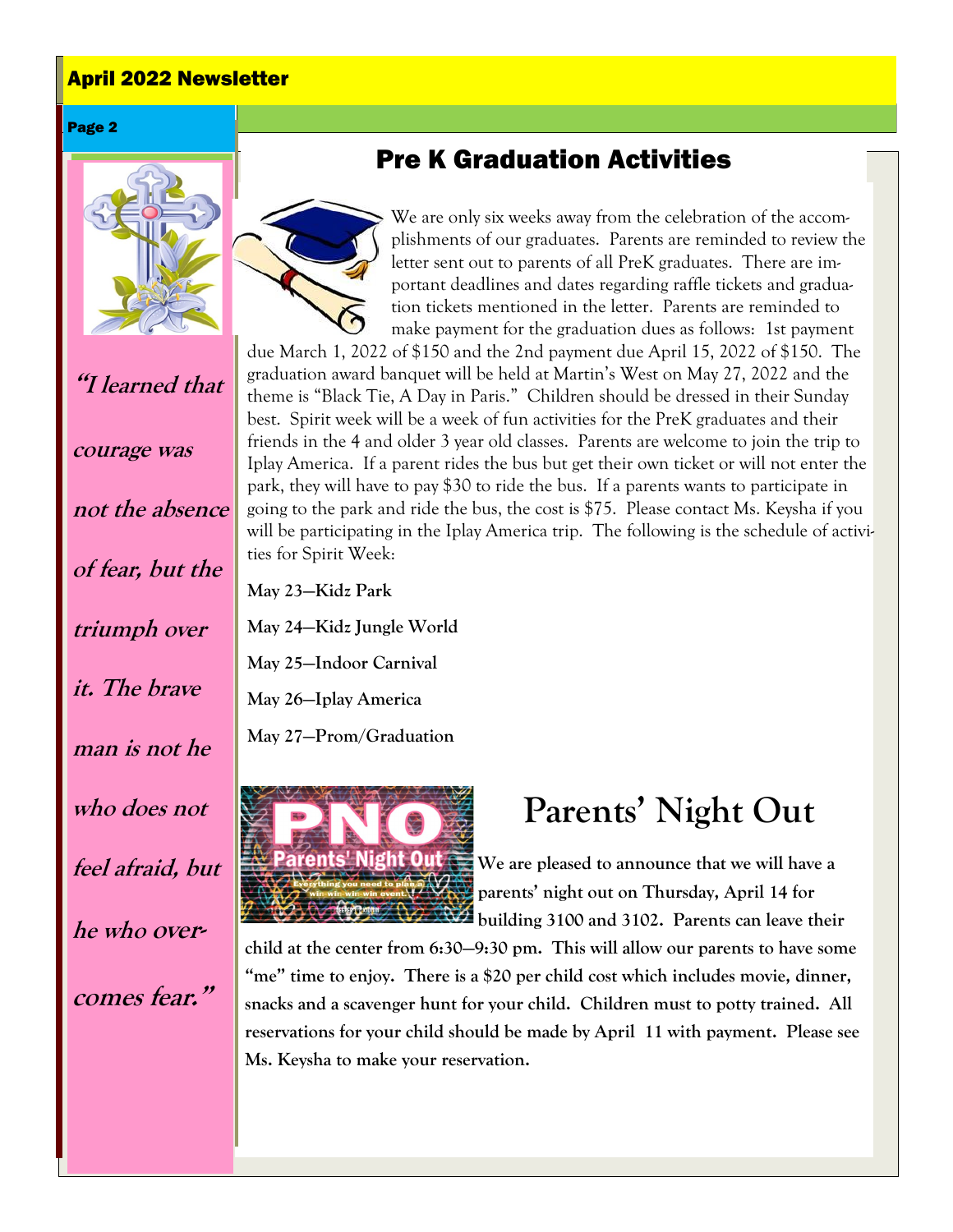## Pre K Graduation Activities

We are only six weeks away from the celebration of the accomplishments of our graduates. Parents are reminded to review the letter sent out to parents of all PreK graduates. There are important deadlines and dates regarding raffle tickets and graduation tickets mentioned in the letter. Parents are reminded to make payment for the graduation dues as follows: 1st payment due March 1, 2022 of $150 and the 2nd payment due April 15, 2022 of $150. The graduation award banquet will be held at Martin's West on May 27, 2022 and the theme is "Black Tie, A Day in Paris." Children should be dressed in their Sunday best. Spirit week will be a week of fun activities for the PreK graduates and their friends in the 4 and older 3 year old classes. Parents are welcome to join the trip to Iplay America. If a parent rides the bus but get their own ticket or will not enter the park, they will have to pay $30 to ride the bus. If a parents wants to participate in going to the park and ride the bus, the cost is $75. Please contact Ms. Keysha if you will be participating in the Iplay America trip. The following is the schedule of activities for Spirit Week:

**May 23—Kidz Park**

**May 24—Kidz Jungle World**

**May 25—Indoor Carnival**

**May 26—Iplay America**

**May 27—Prom/Graduation**

## Parents' Night Out

**We are pleased to announce that we will have a parents' night out on Thursday, April 14 for building 3100 and 3102. Parents can leave their child at the center from 6:30—9:30 pm. This will allow our parents to have some "me" time to enjoy. There is a $20 per child cost which includes movie, dinner, snacks and a scavenger hunt for your child. Children must to potty trained. All reservations for your child should be made by April 11 with payment. Please see Ms. Keysha to make your reservation.**

***"I learned that courage was not the absence of fear, but the triumph over it. The brave man is not he who does not feel afraid, but he who overcomes fear."***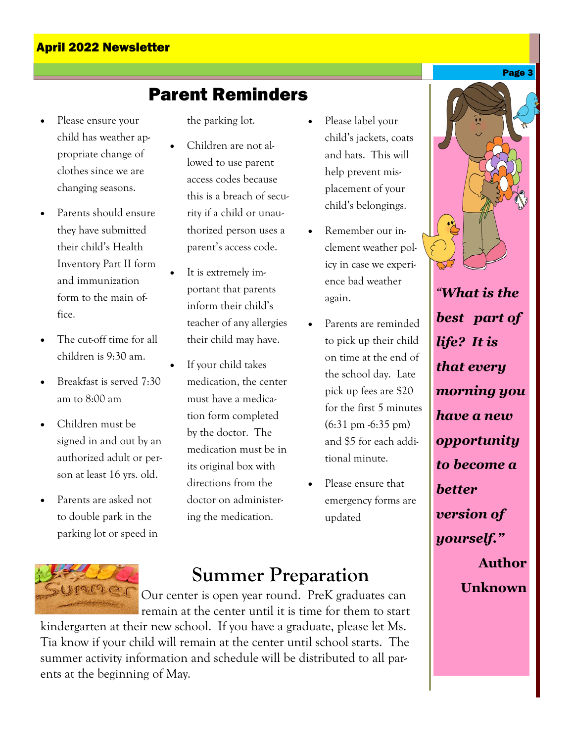## Parent Reminders

- Please ensure your child has weather appropriate change of clothes since we are changing seasons.
- Parents should ensure they have submitted their child's Health Inventory Part II form and immunization form to the main office.
- The cut-off time for all children is 9:30 am.
- Breakfast is served 7:30 am to 8:00 am
- Children must be signed in and out by an authorized adult or person at least 16 yrs. old.
- Parents are asked not to double park in the parking lot or speed in the parking lot.
- Children are not allowed to use parent access codes because this is a breach of security if a child or unauthorized person uses a parent's access code.
- It is extremely important that parents inform their child's teacher of any allergies their child may have.
- If your child takes medication, the center must have a medication form completed by the doctor. The medication must be in its original box with directions from the doctor on administering the medication.
- Please label your child's jackets, coats and hats. This will help prevent misplacement of your child's belongings.
- Remember our inclement weather policy in case we experience bad weather again.
- Parents are reminded to pick up their child on time at the end of the school day. Late pick up fees are $20 for the first 5 minutes (6:31 pm -6:35 pm) and $5 for each additional minute.
- Please ensure that emergency forms are updated

## Summer Preparation

Our center is open year round. PreK graduates can remain at the center until it is time for them to start kindergarten at their new school. If you have a graduate, please let Ms. Tia know if your child will remain at the center until school starts. The summer activity information and schedule will be distributed to all parents at the beginning of May.

***"What is the best part of life? It is that every morning you have a new opportunity to become a better version of yourself."***

**Author Unknown**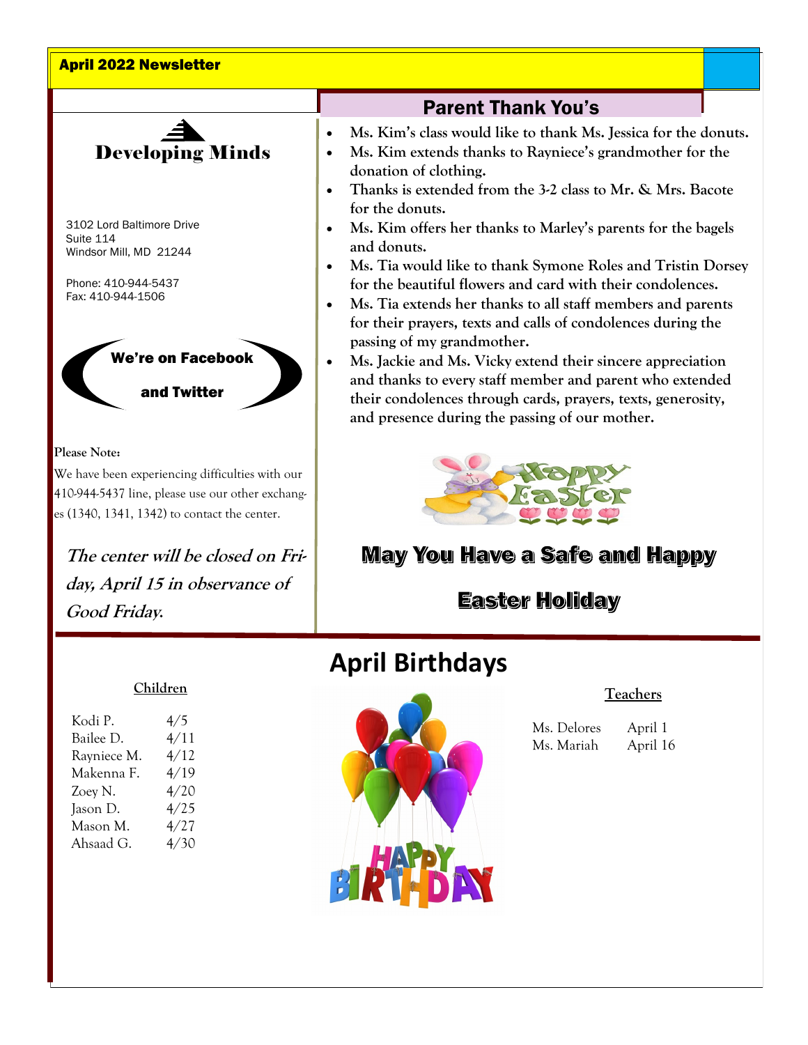April 2022 Newsletter

# Developing Minds

3102 Lord Baltimore Drive
Suite 114
Windsor Mill, MD 21244

Phone: 410-944-5437
Fax: 410-944-1506

**We're on Facebook and Twitter**

**Please Note:**
We have been experiencing difficulties with our 410-944-5437 line, please use our other exchanges (1340, 1341, 1342) to contact the center.

***The center will be closed on Friday, April 15 in observance of Good Friday.***

## Parent Thank You's

- **Ms. Kim's class would like to thank Ms. Jessica for the donuts.**
- **Ms. Kim extends thanks to Rayniece's grandmother for the donation of clothing.**
- **Thanks is extended from the 3-2 class to Mr. & Mrs. Bacote for the donuts.**
- **Ms. Kim offers her thanks to Marley's parents for the bagels and donuts.**
- **Ms. Tia would like to thank Symone Roles and Tristin Dorsey for the beautiful flowers and card with their condolences.**
- **Ms. Tia extends her thanks to all staff members and parents for their prayers, texts and calls of condolences during the passing of my grandmother.**
- **Ms. Jackie and Ms. Vicky extend their sincere appreciation and thanks to every staff member and parent who extended their condolences through cards, prayers, texts, generosity, and presence during the passing of our mother.**

Happy Easter

**May You Have a Safe and Happy Easter Holiday**

## April Birthdays

**Children**

| | |
|---|---|
| Kodi P. | 4/5 |
| Bailee D. | 4/11 |
| Rayniece M. | 4/12 |
| Makenna F. | 4/19 |
| Zoey N. | 4/20 |
| Jason D. | 4/25 |
| Mason M. | 4/27 |
| Ahsaad G. | 4/30 |

HAPPY BIRTHDAY

**Teachers**

| | |
|---|---|
| Ms. Delores | April 1 |
| Ms. Mariah | April 16 |